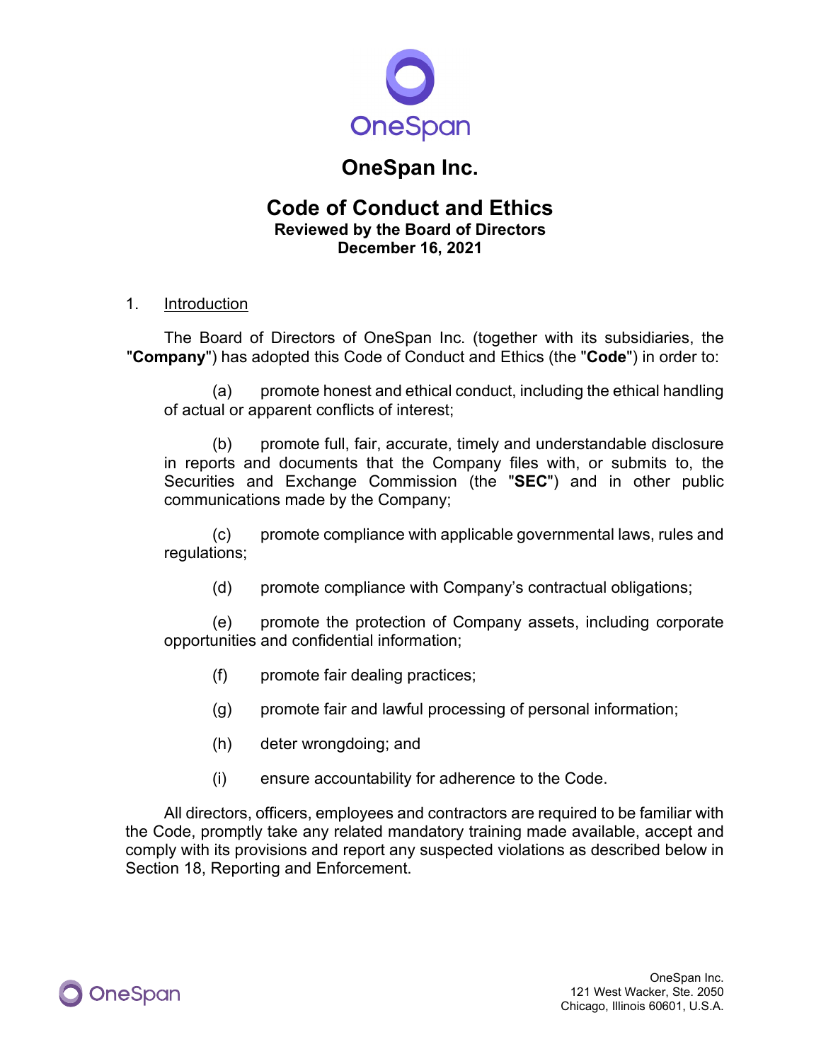# OneSpan Inc.

## Code of Conduct and Ethics

**Reviewed by the Board of Directors**
**December 16, 2021**

1. Introduction

The Board of Directors of OneSpan Inc. (together with its subsidiaries, the "**Company**") has adopted this Code of Conduct and Ethics (the "**Code**") in order to:

(a) promote honest and ethical conduct, including the ethical handling of actual or apparent conflicts of interest;

(b) promote full, fair, accurate, timely and understandable disclosure in reports and documents that the Company files with, or submits to, the Securities and Exchange Commission (the "**SEC**") and in other public communications made by the Company;

(c) promote compliance with applicable governmental laws, rules and regulations;

(d) promote compliance with Company's contractual obligations;

(e) promote the protection of Company assets, including corporate opportunities and confidential information;

(f) promote fair dealing practices;

(g) promote fair and lawful processing of personal information;

(h) deter wrongdoing; and

(i) ensure accountability for adherence to the Code.

All directors, officers, employees and contractors are required to be familiar with the Code, promptly take any related mandatory training made available, accept and comply with its provisions and report any suspected violations as described below in Section 18, Reporting and Enforcement.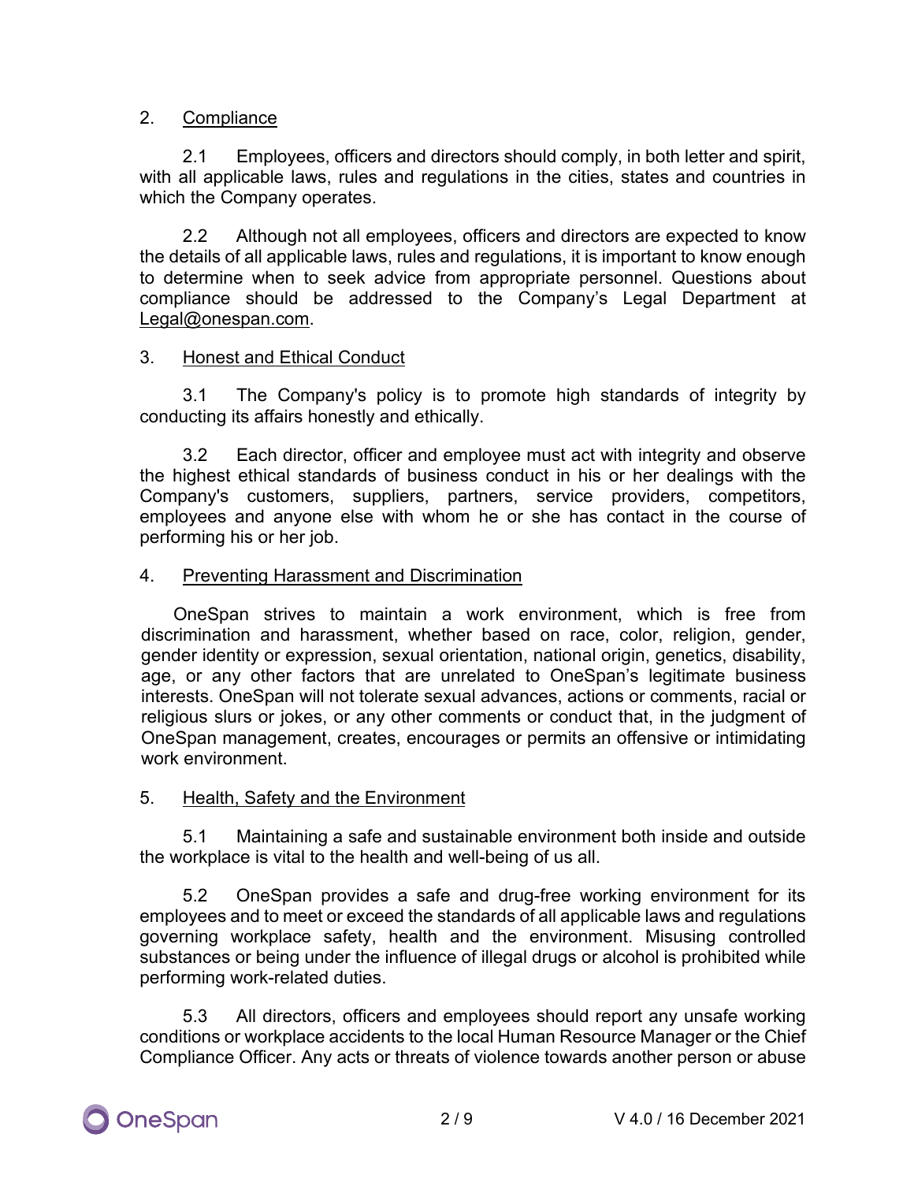## 2. Compliance

2.1 Employees, officers and directors should comply, in both letter and spirit, with all applicable laws, rules and regulations in the cities, states and countries in which the Company operates.

2.2 Although not all employees, officers and directors are expected to know the details of all applicable laws, rules and regulations, it is important to know enough to determine when to seek advice from appropriate personnel. Questions about compliance should be addressed to the Company's Legal Department at Legal@onespan.com.

## 3. Honest and Ethical Conduct

3.1 The Company's policy is to promote high standards of integrity by conducting its affairs honestly and ethically.

3.2 Each director, officer and employee must act with integrity and observe the highest ethical standards of business conduct in his or her dealings with the Company's customers, suppliers, partners, service providers, competitors, employees and anyone else with whom he or she has contact in the course of performing his or her job.

## 4. Preventing Harassment and Discrimination

OneSpan strives to maintain a work environment, which is free from discrimination and harassment, whether based on race, color, religion, gender, gender identity or expression, sexual orientation, national origin, genetics, disability, age, or any other factors that are unrelated to OneSpan's legitimate business interests. OneSpan will not tolerate sexual advances, actions or comments, racial or religious slurs or jokes, or any other comments or conduct that, in the judgment of OneSpan management, creates, encourages or permits an offensive or intimidating work environment.

## 5. Health, Safety and the Environment

5.1 Maintaining a safe and sustainable environment both inside and outside the workplace is vital to the health and well-being of us all.

5.2 OneSpan provides a safe and drug-free working environment for its employees and to meet or exceed the standards of all applicable laws and regulations governing workplace safety, health and the environment. Misusing controlled substances or being under the influence of illegal drugs or alcohol is prohibited while performing work-related duties.

5.3 All directors, officers and employees should report any unsafe working conditions or workplace accidents to the local Human Resource Manager or the Chief Compliance Officer. Any acts or threats of violence towards another person or abuse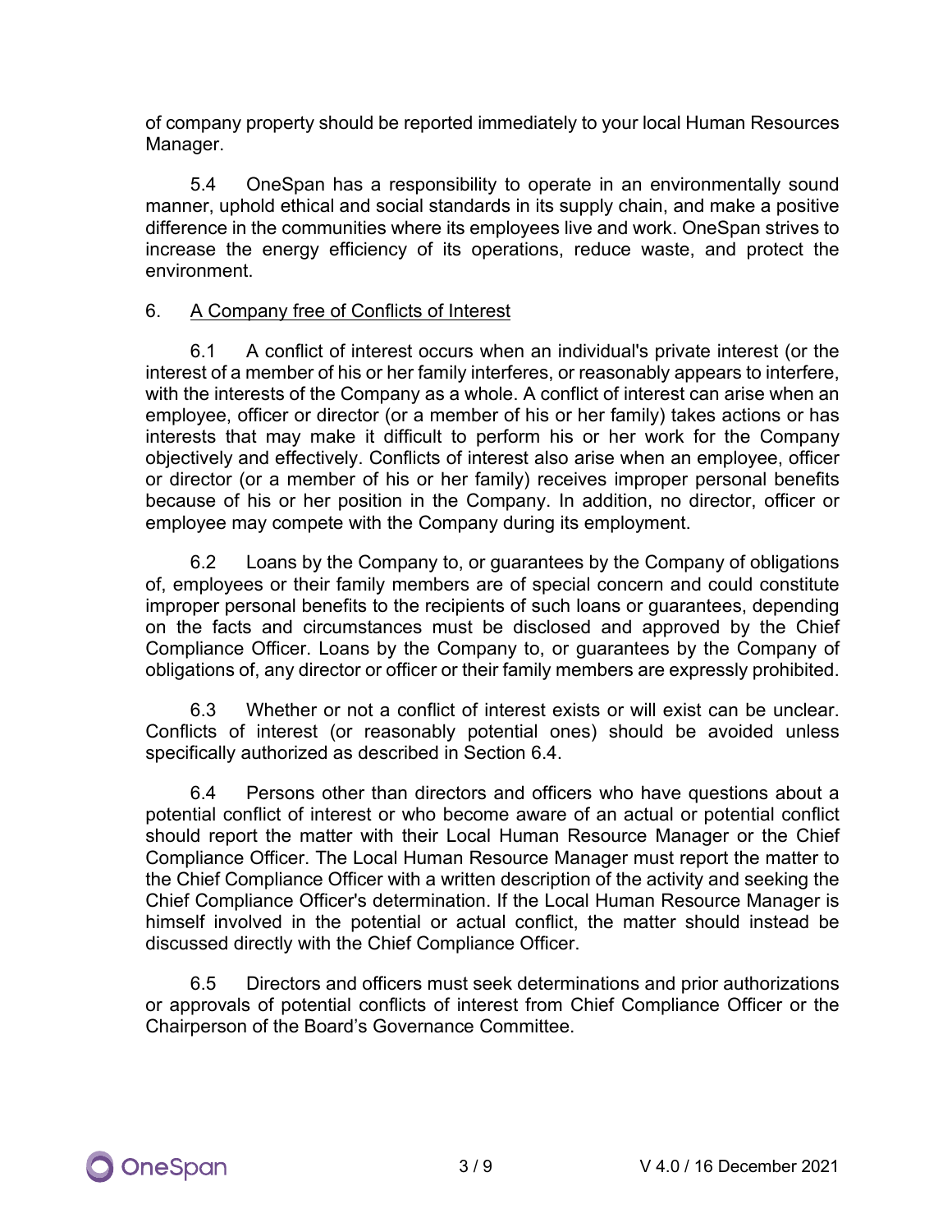of company property should be reported immediately to your local Human Resources Manager.

5.4 OneSpan has a responsibility to operate in an environmentally sound manner, uphold ethical and social standards in its supply chain, and make a positive difference in the communities where its employees live and work. OneSpan strives to increase the energy efficiency of its operations, reduce waste, and protect the environment.

## 6. A Company free of Conflicts of Interest

6.1 A conflict of interest occurs when an individual's private interest (or the interest of a member of his or her family interferes, or reasonably appears to interfere, with the interests of the Company as a whole. A conflict of interest can arise when an employee, officer or director (or a member of his or her family) takes actions or has interests that may make it difficult to perform his or her work for the Company objectively and effectively. Conflicts of interest also arise when an employee, officer or director (or a member of his or her family) receives improper personal benefits because of his or her position in the Company. In addition, no director, officer or employee may compete with the Company during its employment.

6.2 Loans by the Company to, or guarantees by the Company of obligations of, employees or their family members are of special concern and could constitute improper personal benefits to the recipients of such loans or guarantees, depending on the facts and circumstances must be disclosed and approved by the Chief Compliance Officer. Loans by the Company to, or guarantees by the Company of obligations of, any director or officer or their family members are expressly prohibited.

6.3 Whether or not a conflict of interest exists or will exist can be unclear. Conflicts of interest (or reasonably potential ones) should be avoided unless specifically authorized as described in Section 6.4.

6.4 Persons other than directors and officers who have questions about a potential conflict of interest or who become aware of an actual or potential conflict should report the matter with their Local Human Resource Manager or the Chief Compliance Officer. The Local Human Resource Manager must report the matter to the Chief Compliance Officer with a written description of the activity and seeking the Chief Compliance Officer's determination. If the Local Human Resource Manager is himself involved in the potential or actual conflict, the matter should instead be discussed directly with the Chief Compliance Officer.

6.5 Directors and officers must seek determinations and prior authorizations or approvals of potential conflicts of interest from Chief Compliance Officer or the Chairperson of the Board's Governance Committee.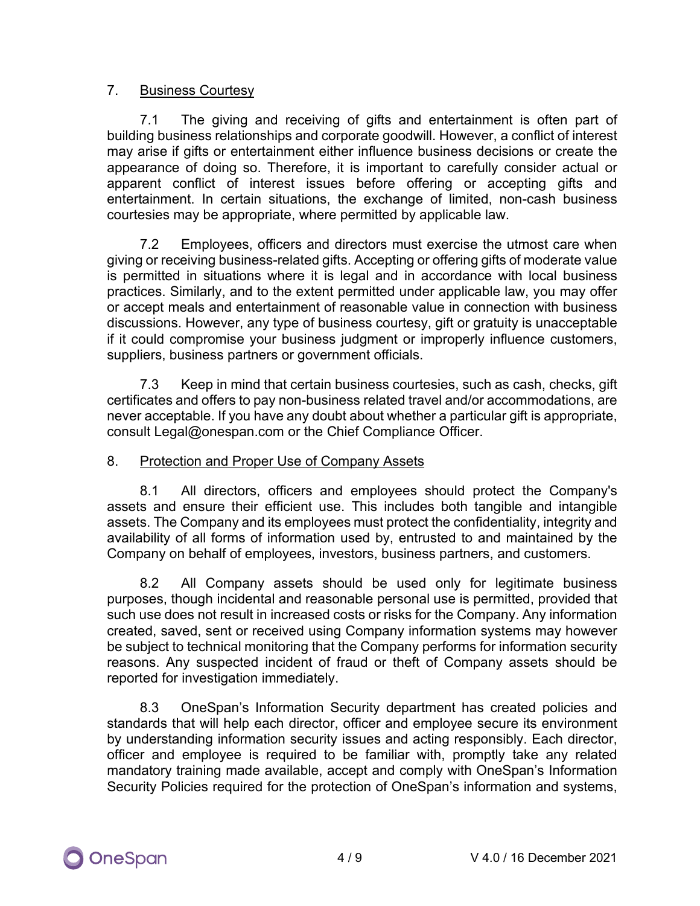## 7. Business Courtesy

7.1 The giving and receiving of gifts and entertainment is often part of building business relationships and corporate goodwill. However, a conflict of interest may arise if gifts or entertainment either influence business decisions or create the appearance of doing so. Therefore, it is important to carefully consider actual or apparent conflict of interest issues before offering or accepting gifts and entertainment. In certain situations, the exchange of limited, non-cash business courtesies may be appropriate, where permitted by applicable law.

7.2 Employees, officers and directors must exercise the utmost care when giving or receiving business-related gifts. Accepting or offering gifts of moderate value is permitted in situations where it is legal and in accordance with local business practices. Similarly, and to the extent permitted under applicable law, you may offer or accept meals and entertainment of reasonable value in connection with business discussions. However, any type of business courtesy, gift or gratuity is unacceptable if it could compromise your business judgment or improperly influence customers, suppliers, business partners or government officials.

7.3 Keep in mind that certain business courtesies, such as cash, checks, gift certificates and offers to pay non-business related travel and/or accommodations, are never acceptable. If you have any doubt about whether a particular gift is appropriate, consult Legal@onespan.com or the Chief Compliance Officer.

## 8. Protection and Proper Use of Company Assets

8.1 All directors, officers and employees should protect the Company's assets and ensure their efficient use. This includes both tangible and intangible assets. The Company and its employees must protect the confidentiality, integrity and availability of all forms of information used by, entrusted to and maintained by the Company on behalf of employees, investors, business partners, and customers.

8.2 All Company assets should be used only for legitimate business purposes, though incidental and reasonable personal use is permitted, provided that such use does not result in increased costs or risks for the Company. Any information created, saved, sent or received using Company information systems may however be subject to technical monitoring that the Company performs for information security reasons. Any suspected incident of fraud or theft of Company assets should be reported for investigation immediately.

8.3 OneSpan's Information Security department has created policies and standards that will help each director, officer and employee secure its environment by understanding information security issues and acting responsibly. Each director, officer and employee is required to be familiar with, promptly take any related mandatory training made available, accept and comply with OneSpan's Information Security Policies required for the protection of OneSpan's information and systems,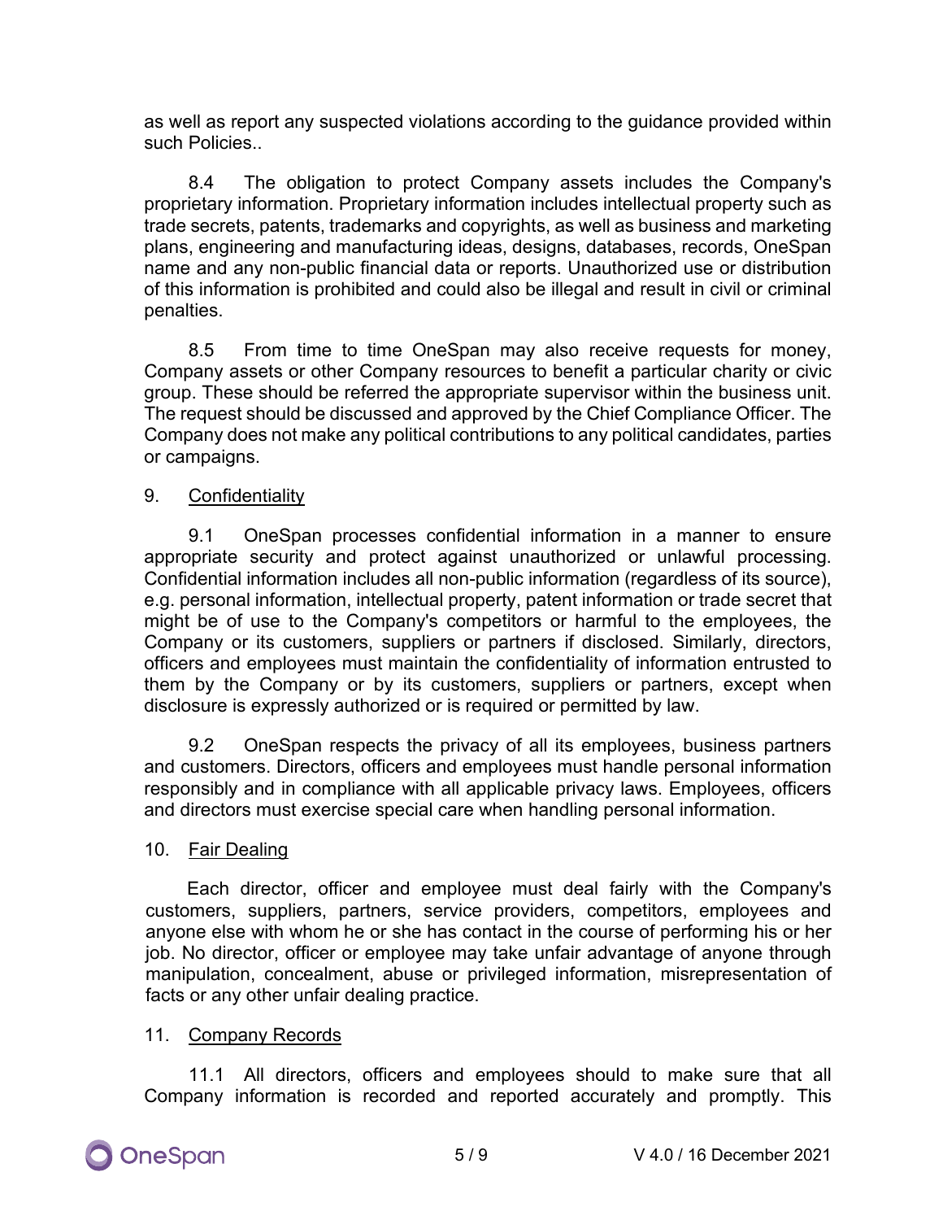as well as report any suspected violations according to the guidance provided within such Policies..

8.4 The obligation to protect Company assets includes the Company's proprietary information. Proprietary information includes intellectual property such as trade secrets, patents, trademarks and copyrights, as well as business and marketing plans, engineering and manufacturing ideas, designs, databases, records, OneSpan name and any non-public financial data or reports. Unauthorized use or distribution of this information is prohibited and could also be illegal and result in civil or criminal penalties.

8.5 From time to time OneSpan may also receive requests for money, Company assets or other Company resources to benefit a particular charity or civic group. These should be referred the appropriate supervisor within the business unit. The request should be discussed and approved by the Chief Compliance Officer. The Company does not make any political contributions to any political candidates, parties or campaigns.

## 9. Confidentiality

9.1 OneSpan processes confidential information in a manner to ensure appropriate security and protect against unauthorized or unlawful processing. Confidential information includes all non-public information (regardless of its source), e.g. personal information, intellectual property, patent information or trade secret that might be of use to the Company's competitors or harmful to the employees, the Company or its customers, suppliers or partners if disclosed. Similarly, directors, officers and employees must maintain the confidentiality of information entrusted to them by the Company or by its customers, suppliers or partners, except when disclosure is expressly authorized or is required or permitted by law.

9.2 OneSpan respects the privacy of all its employees, business partners and customers. Directors, officers and employees must handle personal information responsibly and in compliance with all applicable privacy laws. Employees, officers and directors must exercise special care when handling personal information.

## 10. Fair Dealing

Each director, officer and employee must deal fairly with the Company's customers, suppliers, partners, service providers, competitors, employees and anyone else with whom he or she has contact in the course of performing his or her job. No director, officer or employee may take unfair advantage of anyone through manipulation, concealment, abuse or privileged information, misrepresentation of facts or any other unfair dealing practice.

## 11. Company Records

11.1 All directors, officers and employees should to make sure that all Company information is recorded and reported accurately and promptly. This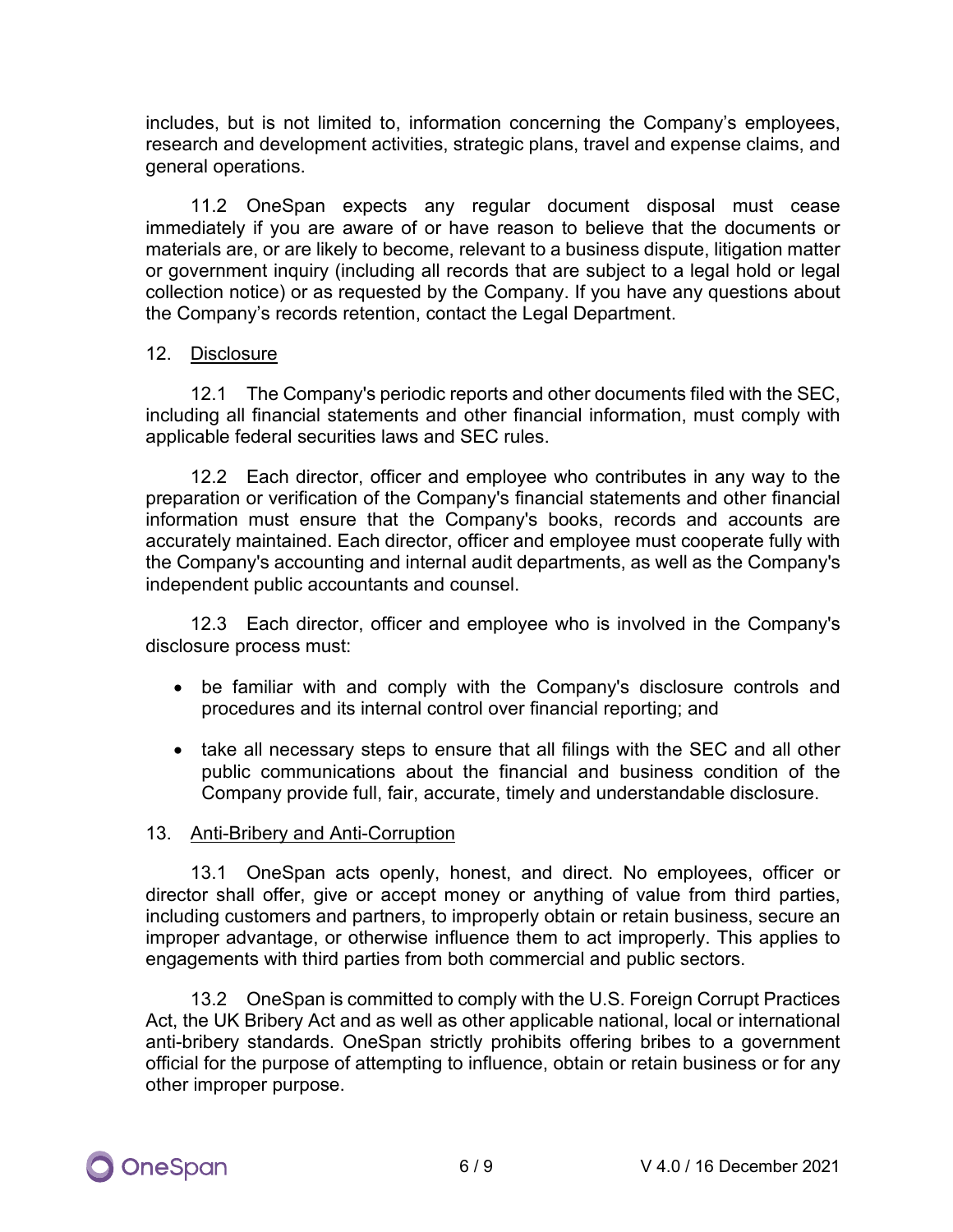includes, but is not limited to, information concerning the Company's employees, research and development activities, strategic plans, travel and expense claims, and general operations.

11.2 OneSpan expects any regular document disposal must cease immediately if you are aware of or have reason to believe that the documents or materials are, or are likely to become, relevant to a business dispute, litigation matter or government inquiry (including all records that are subject to a legal hold or legal collection notice) or as requested by the Company. If you have any questions about the Company's records retention, contact the Legal Department.

## 12. Disclosure

12.1 The Company's periodic reports and other documents filed with the SEC, including all financial statements and other financial information, must comply with applicable federal securities laws and SEC rules.

12.2 Each director, officer and employee who contributes in any way to the preparation or verification of the Company's financial statements and other financial information must ensure that the Company's books, records and accounts are accurately maintained. Each director, officer and employee must cooperate fully with the Company's accounting and internal audit departments, as well as the Company's independent public accountants and counsel.

12.3 Each director, officer and employee who is involved in the Company's disclosure process must:

- be familiar with and comply with the Company's disclosure controls and procedures and its internal control over financial reporting; and
- take all necessary steps to ensure that all filings with the SEC and all other public communications about the financial and business condition of the Company provide full, fair, accurate, timely and understandable disclosure.

## 13. Anti-Bribery and Anti-Corruption

13.1 OneSpan acts openly, honest, and direct. No employees, officer or director shall offer, give or accept money or anything of value from third parties, including customers and partners, to improperly obtain or retain business, secure an improper advantage, or otherwise influence them to act improperly. This applies to engagements with third parties from both commercial and public sectors.

13.2 OneSpan is committed to comply with the U.S. Foreign Corrupt Practices Act, the UK Bribery Act and as well as other applicable national, local or international anti-bribery standards. OneSpan strictly prohibits offering bribes to a government official for the purpose of attempting to influence, obtain or retain business or for any other improper purpose.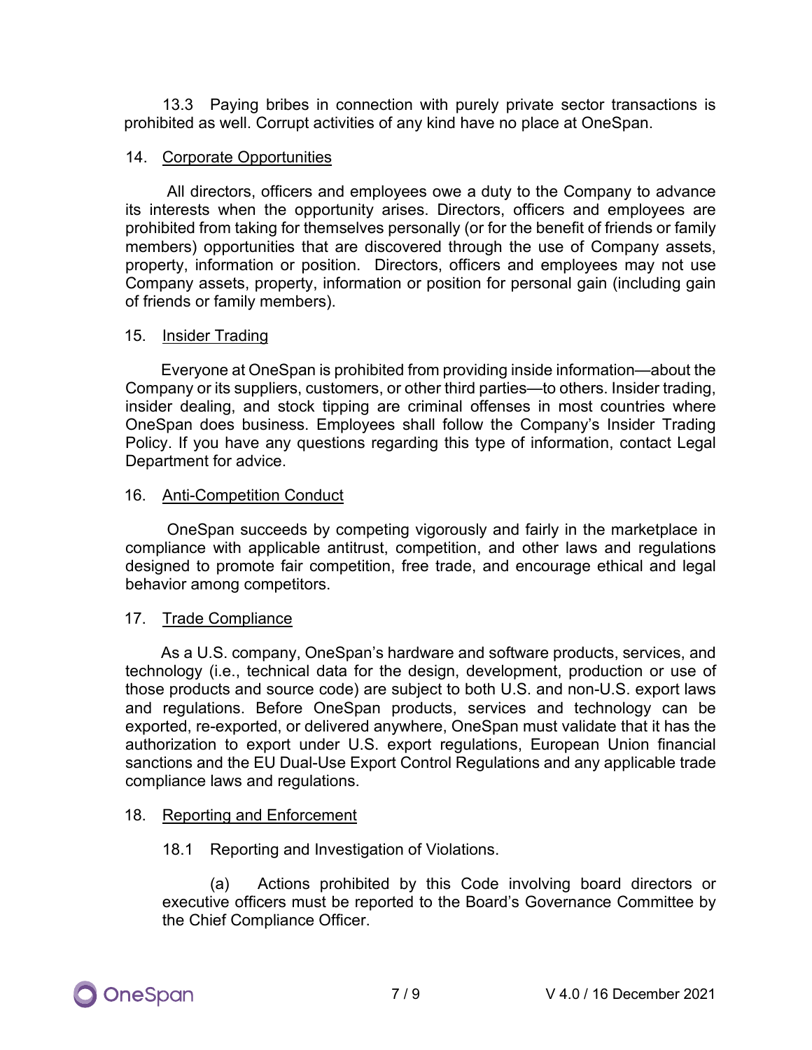13.3 Paying bribes in connection with purely private sector transactions is prohibited as well. Corrupt activities of any kind have no place at OneSpan.

## 14. Corporate Opportunities

All directors, officers and employees owe a duty to the Company to advance its interests when the opportunity arises. Directors, officers and employees are prohibited from taking for themselves personally (or for the benefit of friends or family members) opportunities that are discovered through the use of Company assets, property, information or position. Directors, officers and employees may not use Company assets, property, information or position for personal gain (including gain of friends or family members).

## 15. Insider Trading

Everyone at OneSpan is prohibited from providing inside information—about the Company or its suppliers, customers, or other third parties—to others. Insider trading, insider dealing, and stock tipping are criminal offenses in most countries where OneSpan does business. Employees shall follow the Company's Insider Trading Policy. If you have any questions regarding this type of information, contact Legal Department for advice.

## 16. Anti-Competition Conduct

OneSpan succeeds by competing vigorously and fairly in the marketplace in compliance with applicable antitrust, competition, and other laws and regulations designed to promote fair competition, free trade, and encourage ethical and legal behavior among competitors.

## 17. Trade Compliance

As a U.S. company, OneSpan's hardware and software products, services, and technology (i.e., technical data for the design, development, production or use of those products and source code) are subject to both U.S. and non-U.S. export laws and regulations. Before OneSpan products, services and technology can be exported, re-exported, or delivered anywhere, OneSpan must validate that it has the authorization to export under U.S. export regulations, European Union financial sanctions and the EU Dual-Use Export Control Regulations and any applicable trade compliance laws and regulations.

## 18. Reporting and Enforcement

18.1 Reporting and Investigation of Violations.

(a) Actions prohibited by this Code involving board directors or executive officers must be reported to the Board's Governance Committee by the Chief Compliance Officer.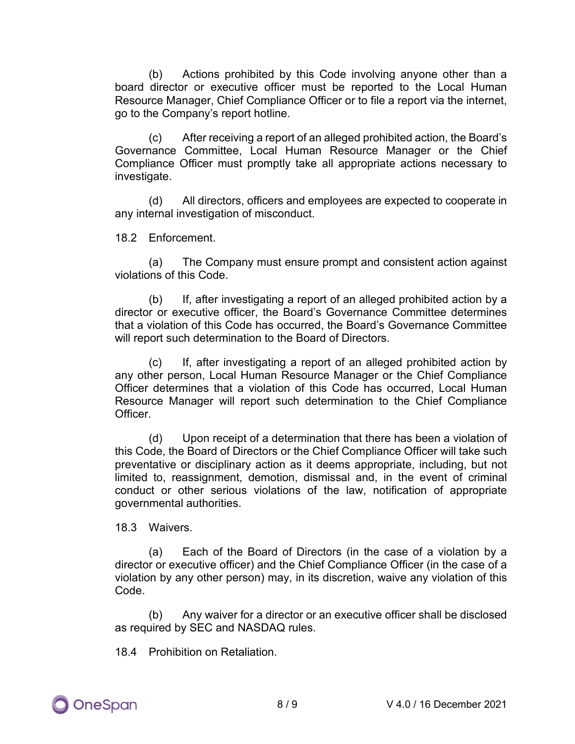(b) Actions prohibited by this Code involving anyone other than a board director or executive officer must be reported to the Local Human Resource Manager, Chief Compliance Officer or to file a report via the internet, go to the Company's report hotline.

(c) After receiving a report of an alleged prohibited action, the Board's Governance Committee, Local Human Resource Manager or the Chief Compliance Officer must promptly take all appropriate actions necessary to investigate.

(d) All directors, officers and employees are expected to cooperate in any internal investigation of misconduct.

18.2 Enforcement.

(a) The Company must ensure prompt and consistent action against violations of this Code.

(b) If, after investigating a report of an alleged prohibited action by a director or executive officer, the Board's Governance Committee determines that a violation of this Code has occurred, the Board's Governance Committee will report such determination to the Board of Directors.

(c) If, after investigating a report of an alleged prohibited action by any other person, Local Human Resource Manager or the Chief Compliance Officer determines that a violation of this Code has occurred, Local Human Resource Manager will report such determination to the Chief Compliance Officer.

(d) Upon receipt of a determination that there has been a violation of this Code, the Board of Directors or the Chief Compliance Officer will take such preventative or disciplinary action as it deems appropriate, including, but not limited to, reassignment, demotion, dismissal and, in the event of criminal conduct or other serious violations of the law, notification of appropriate governmental authorities.

18.3 Waivers.

(a) Each of the Board of Directors (in the case of a violation by a director or executive officer) and the Chief Compliance Officer (in the case of a violation by any other person) may, in its discretion, waive any violation of this Code.

(b) Any waiver for a director or an executive officer shall be disclosed as required by SEC and NASDAQ rules.

18.4 Prohibition on Retaliation.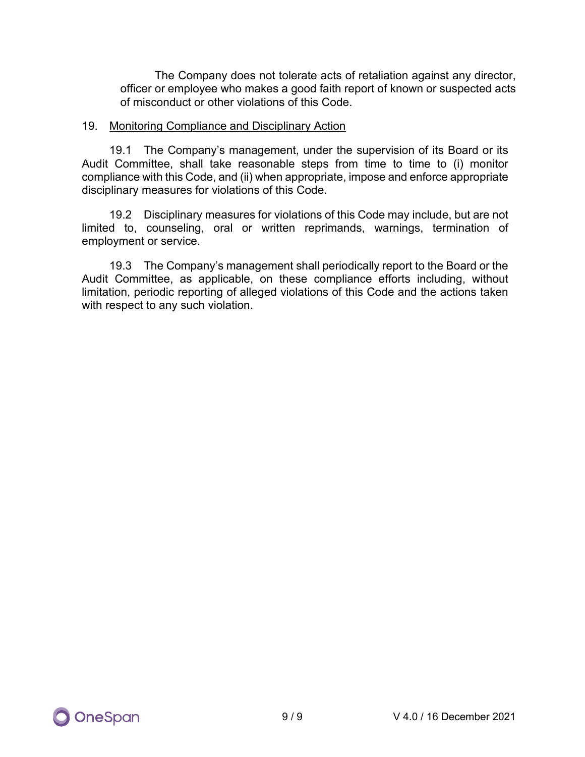The Company does not tolerate acts of retaliation against any director, officer or employee who makes a good faith report of known or suspected acts of misconduct or other violations of this Code.

19. Monitoring Compliance and Disciplinary Action

19.1 The Company's management, under the supervision of its Board or its Audit Committee, shall take reasonable steps from time to time to (i) monitor compliance with this Code, and (ii) when appropriate, impose and enforce appropriate disciplinary measures for violations of this Code.

19.2 Disciplinary measures for violations of this Code may include, but are not limited to, counseling, oral or written reprimands, warnings, termination of employment or service.

19.3 The Company's management shall periodically report to the Board or the Audit Committee, as applicable, on these compliance efforts including, without limitation, periodic reporting of alleged violations of this Code and the actions taken with respect to any such violation.